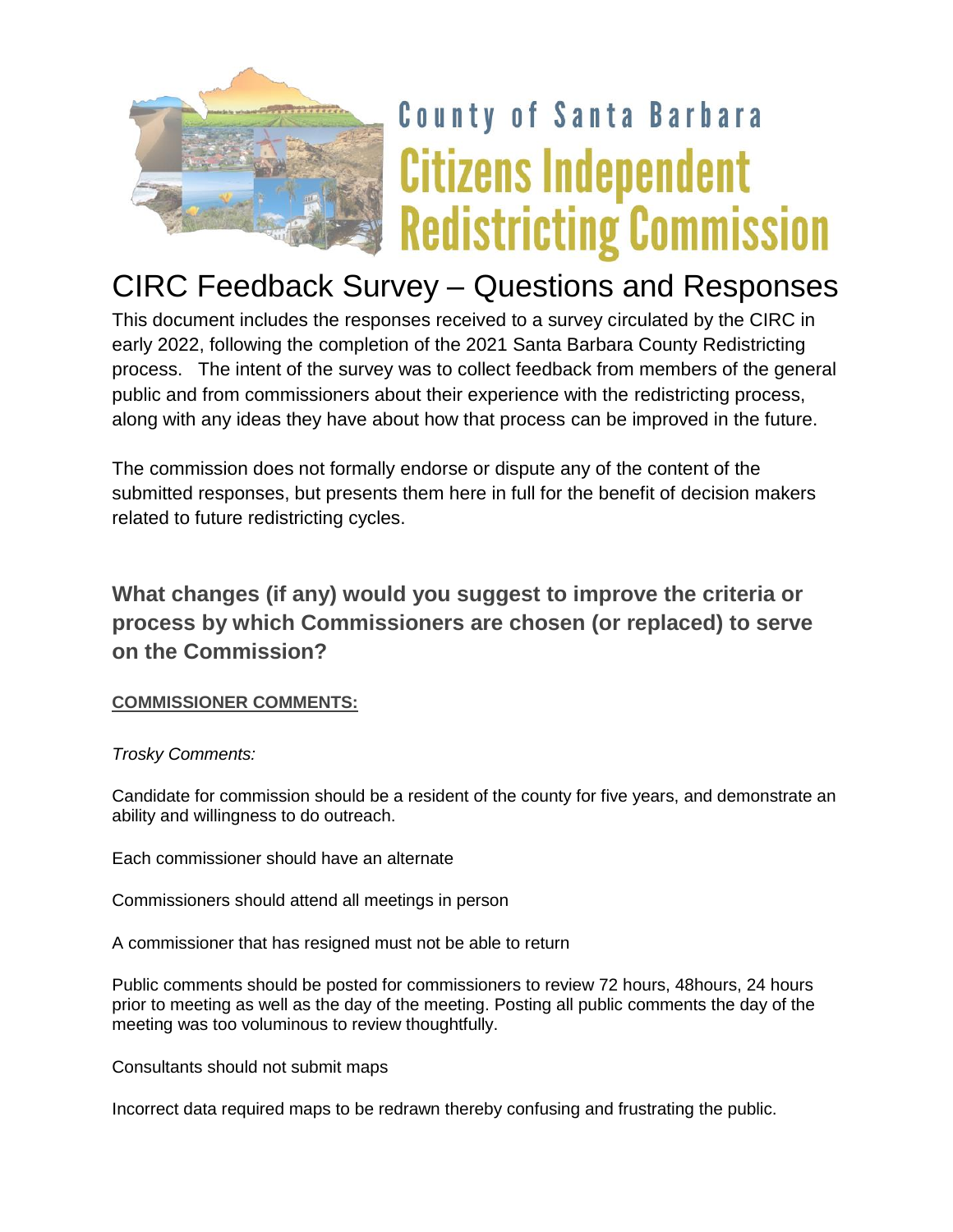County of Santa Barbara
**Citizens Independent Redistricting Commission**

# CIRC Feedback Survey – Questions and Responses

This document includes the responses received to a survey circulated by the CIRC in early 2022, following the completion of the 2021 Santa Barbara County Redistricting process. The intent of the survey was to collect feedback from members of the general public and from commissioners about their experience with the redistricting process, along with any ideas they have about how that process can be improved in the future.

The commission does not formally endorse or dispute any of the content of the submitted responses, but presents them here in full for the benefit of decision makers related to future redistricting cycles.

## What changes (if any) would you suggest to improve the criteria or process by which Commissioners are chosen (or replaced) to serve on the Commission?

**COMMISSIONER COMMENTS:**

*Trosky Comments:*

Candidate for commission should be a resident of the county for five years, and demonstrate an ability and willingness to do outreach.

Each commissioner should have an alternate

Commissioners should attend all meetings in person

A commissioner that has resigned must not be able to return

Public comments should be posted for commissioners to review 72 hours, 48hours, 24 hours prior to meeting as well as the day of the meeting. Posting all public comments the day of the meeting was too voluminous to review thoughtfully.

Consultants should not submit maps

Incorrect data required maps to be redrawn thereby confusing and frustrating the public.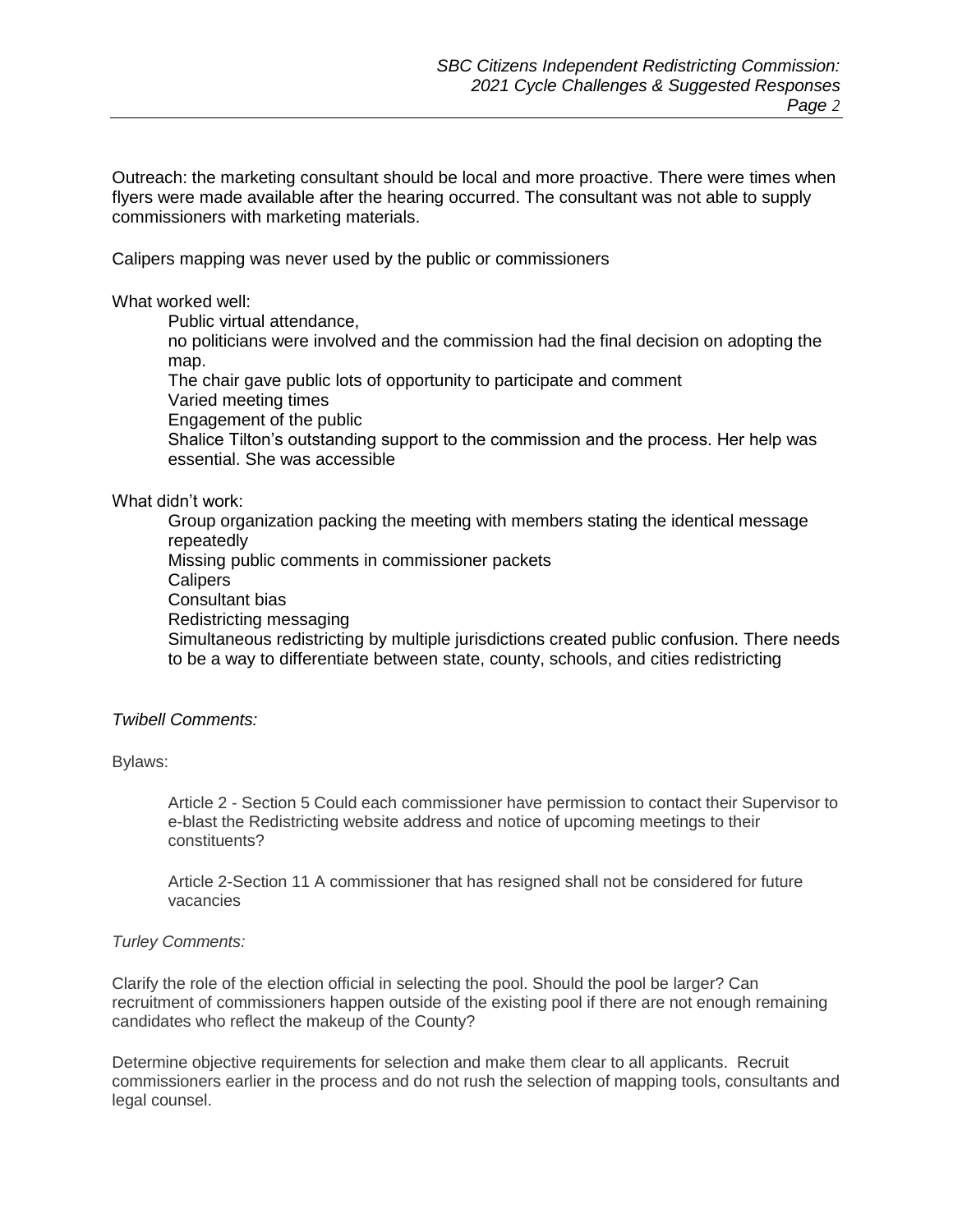Outreach: the marketing consultant should be local and more proactive. There were times when flyers were made available after the hearing occurred. The consultant was not able to supply commissioners with marketing materials.

Calipers mapping was never used by the public or commissioners

What worked well:

- Public virtual attendance,
- no politicians were involved and the commission had the final decision on adopting the map.
- The chair gave public lots of opportunity to participate and comment
- Varied meeting times
- Engagement of the public
- Shalice Tilton's outstanding support to the commission and the process. Her help was essential. She was accessible

What didn't work:

- Group organization packing the meeting with members stating the identical message repeatedly
- Missing public comments in commissioner packets
- Calipers
- Consultant bias
- Redistricting messaging
- Simultaneous redistricting by multiple jurisdictions created public confusion. There needs to be a way to differentiate between state, county, schools, and cities redistricting

*Twibell Comments:*

Bylaws:

Article 2 - Section 5 Could each commissioner have permission to contact their Supervisor to e-blast the Redistricting website address and notice of upcoming meetings to their constituents?

Article 2-Section 11 A commissioner that has resigned shall not be considered for future vacancies

*Turley Comments:*

Clarify the role of the election official in selecting the pool. Should the pool be larger? Can recruitment of commissioners happen outside of the existing pool if there are not enough remaining candidates who reflect the makeup of the County?

Determine objective requirements for selection and make them clear to all applicants. Recruit commissioners earlier in the process and do not rush the selection of mapping tools, consultants and legal counsel.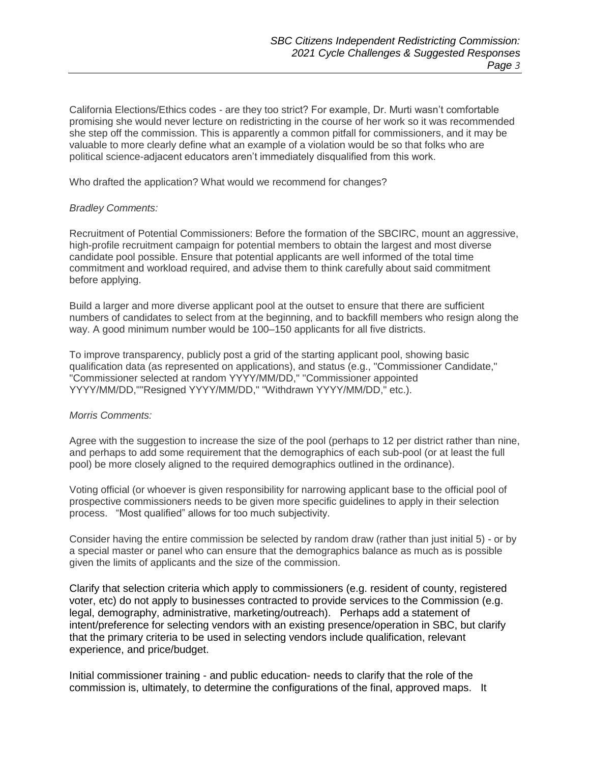California Elections/Ethics codes - are they too strict? For example, Dr. Murti wasn't comfortable promising she would never lecture on redistricting in the course of her work so it was recommended she step off the commission. This is apparently a common pitfall for commissioners, and it may be valuable to more clearly define what an example of a violation would be so that folks who are political science-adjacent educators aren't immediately disqualified from this work.

Who drafted the application? What would we recommend for changes?

*Bradley Comments:*

Recruitment of Potential Commissioners: Before the formation of the SBCIRC, mount an aggressive, high-profile recruitment campaign for potential members to obtain the largest and most diverse candidate pool possible. Ensure that potential applicants are well informed of the total time commitment and workload required, and advise them to think carefully about said commitment before applying.

Build a larger and more diverse applicant pool at the outset to ensure that there are sufficient numbers of candidates to select from at the beginning, and to backfill members who resign along the way. A good minimum number would be 100–150 applicants for all five districts.

To improve transparency, publicly post a grid of the starting applicant pool, showing basic qualification data (as represented on applications), and status (e.g., "Commissioner Candidate," "Commissioner selected at random YYYY/MM/DD," "Commissioner appointed YYYY/MM/DD,""Resigned YYYY/MM/DD," "Withdrawn YYYY/MM/DD," etc.).

*Morris Comments:*

Agree with the suggestion to increase the size of the pool (perhaps to 12 per district rather than nine, and perhaps to add some requirement that the demographics of each sub-pool (or at least the full pool) be more closely aligned to the required demographics outlined in the ordinance).

Voting official (or whoever is given responsibility for narrowing applicant base to the official pool of prospective commissioners needs to be given more specific guidelines to apply in their selection process. "Most qualified" allows for too much subjectivity.

Consider having the entire commission be selected by random draw (rather than just initial 5) - or by a special master or panel who can ensure that the demographics balance as much as is possible given the limits of applicants and the size of the commission.

Clarify that selection criteria which apply to commissioners (e.g. resident of county, registered voter, etc) do not apply to businesses contracted to provide services to the Commission (e.g. legal, demography, administrative, marketing/outreach). Perhaps add a statement of intent/preference for selecting vendors with an existing presence/operation in SBC, but clarify that the primary criteria to be used in selecting vendors include qualification, relevant experience, and price/budget.

Initial commissioner training - and public education- needs to clarify that the role of the commission is, ultimately, to determine the configurations of the final, approved maps. It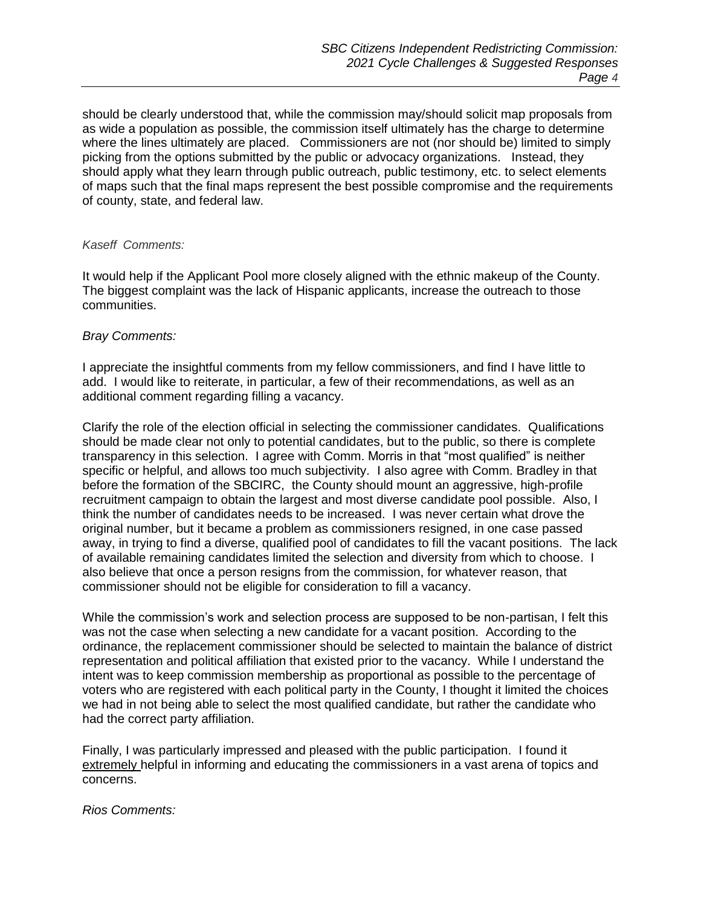should be clearly understood that, while the commission may/should solicit map proposals from as wide a population as possible, the commission itself ultimately has the charge to determine where the lines ultimately are placed. Commissioners are not (nor should be) limited to simply picking from the options submitted by the public or advocacy organizations. Instead, they should apply what they learn through public outreach, public testimony, etc. to select elements of maps such that the final maps represent the best possible compromise and the requirements of county, state, and federal law.

*Kaseff Comments:*

It would help if the Applicant Pool more closely aligned with the ethnic makeup of the County. The biggest complaint was the lack of Hispanic applicants, increase the outreach to those communities.

*Bray Comments:*

I appreciate the insightful comments from my fellow commissioners, and find I have little to add. I would like to reiterate, in particular, a few of their recommendations, as well as an additional comment regarding filling a vacancy.

Clarify the role of the election official in selecting the commissioner candidates. Qualifications should be made clear not only to potential candidates, but to the public, so there is complete transparency in this selection. I agree with Comm. Morris in that "most qualified" is neither specific or helpful, and allows too much subjectivity. I also agree with Comm. Bradley in that before the formation of the SBCIRC, the County should mount an aggressive, high-profile recruitment campaign to obtain the largest and most diverse candidate pool possible. Also, I think the number of candidates needs to be increased. I was never certain what drove the original number, but it became a problem as commissioners resigned, in one case passed away, in trying to find a diverse, qualified pool of candidates to fill the vacant positions. The lack of available remaining candidates limited the selection and diversity from which to choose. I also believe that once a person resigns from the commission, for whatever reason, that commissioner should not be eligible for consideration to fill a vacancy.

While the commission's work and selection process are supposed to be non-partisan, I felt this was not the case when selecting a new candidate for a vacant position. According to the ordinance, the replacement commissioner should be selected to maintain the balance of district representation and political affiliation that existed prior to the vacancy. While I understand the intent was to keep commission membership as proportional as possible to the percentage of voters who are registered with each political party in the County, I thought it limited the choices we had in not being able to select the most qualified candidate, but rather the candidate who had the correct party affiliation.

Finally, I was particularly impressed and pleased with the public participation. I found it extremely helpful in informing and educating the commissioners in a vast arena of topics and concerns.

*Rios Comments:*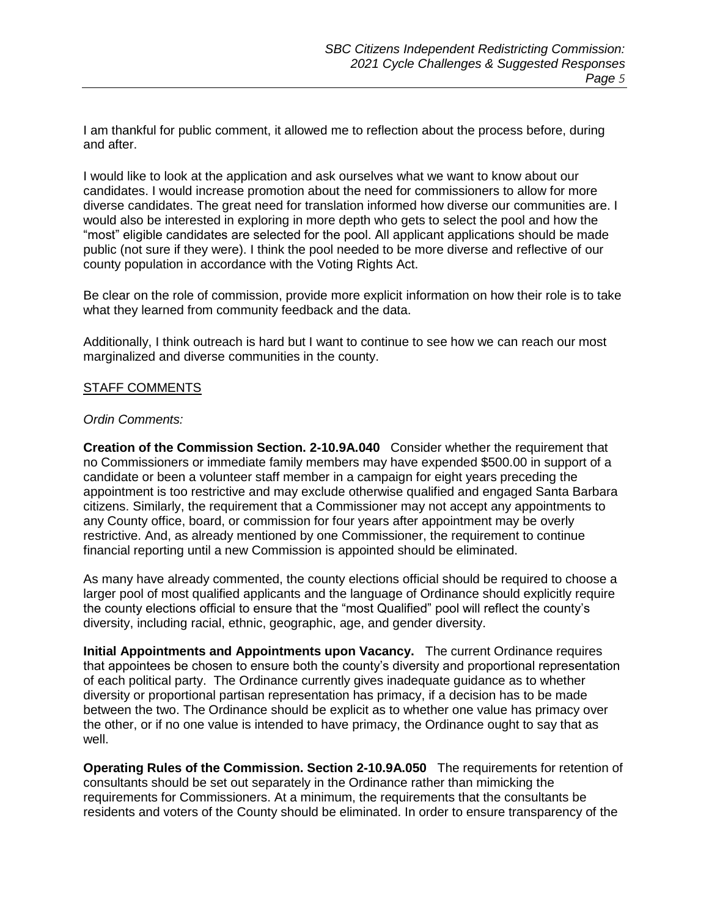I am thankful for public comment, it allowed me to reflection about the process before, during and after.

I would like to look at the application and ask ourselves what we want to know about our candidates. I would increase promotion about the need for commissioners to allow for more diverse candidates. The great need for translation informed how diverse our communities are. I would also be interested in exploring in more depth who gets to select the pool and how the "most" eligible candidates are selected for the pool. All applicant applications should be made public (not sure if they were). I think the pool needed to be more diverse and reflective of our county population in accordance with the Voting Rights Act.

Be clear on the role of commission, provide more explicit information on how their role is to take what they learned from community feedback and the data.

Additionally, I think outreach is hard but I want to continue to see how we can reach our most marginalized and diverse communities in the county.

## STAFF COMMENTS

*Ordin Comments:*

**Creation of the Commission Section. 2-10.9A.040** Consider whether the requirement that no Commissioners or immediate family members may have expended $500.00 in support of a candidate or been a volunteer staff member in a campaign for eight years preceding the appointment is too restrictive and may exclude otherwise qualified and engaged Santa Barbara citizens. Similarly, the requirement that a Commissioner may not accept any appointments to any County office, board, or commission for four years after appointment may be overly restrictive. And, as already mentioned by one Commissioner, the requirement to continue financial reporting until a new Commission is appointed should be eliminated.

As many have already commented, the county elections official should be required to choose a larger pool of most qualified applicants and the language of Ordinance should explicitly require the county elections official to ensure that the "most Qualified" pool will reflect the county's diversity, including racial, ethnic, geographic, age, and gender diversity.

**Initial Appointments and Appointments upon Vacancy.** The current Ordinance requires that appointees be chosen to ensure both the county's diversity and proportional representation of each political party. The Ordinance currently gives inadequate guidance as to whether diversity or proportional partisan representation has primacy, if a decision has to be made between the two. The Ordinance should be explicit as to whether one value has primacy over the other, or if no one value is intended to have primacy, the Ordinance ought to say that as well.

**Operating Rules of the Commission. Section 2-10.9A.050** The requirements for retention of consultants should be set out separately in the Ordinance rather than mimicking the requirements for Commissioners. At a minimum, the requirements that the consultants be residents and voters of the County should be eliminated. In order to ensure transparency of the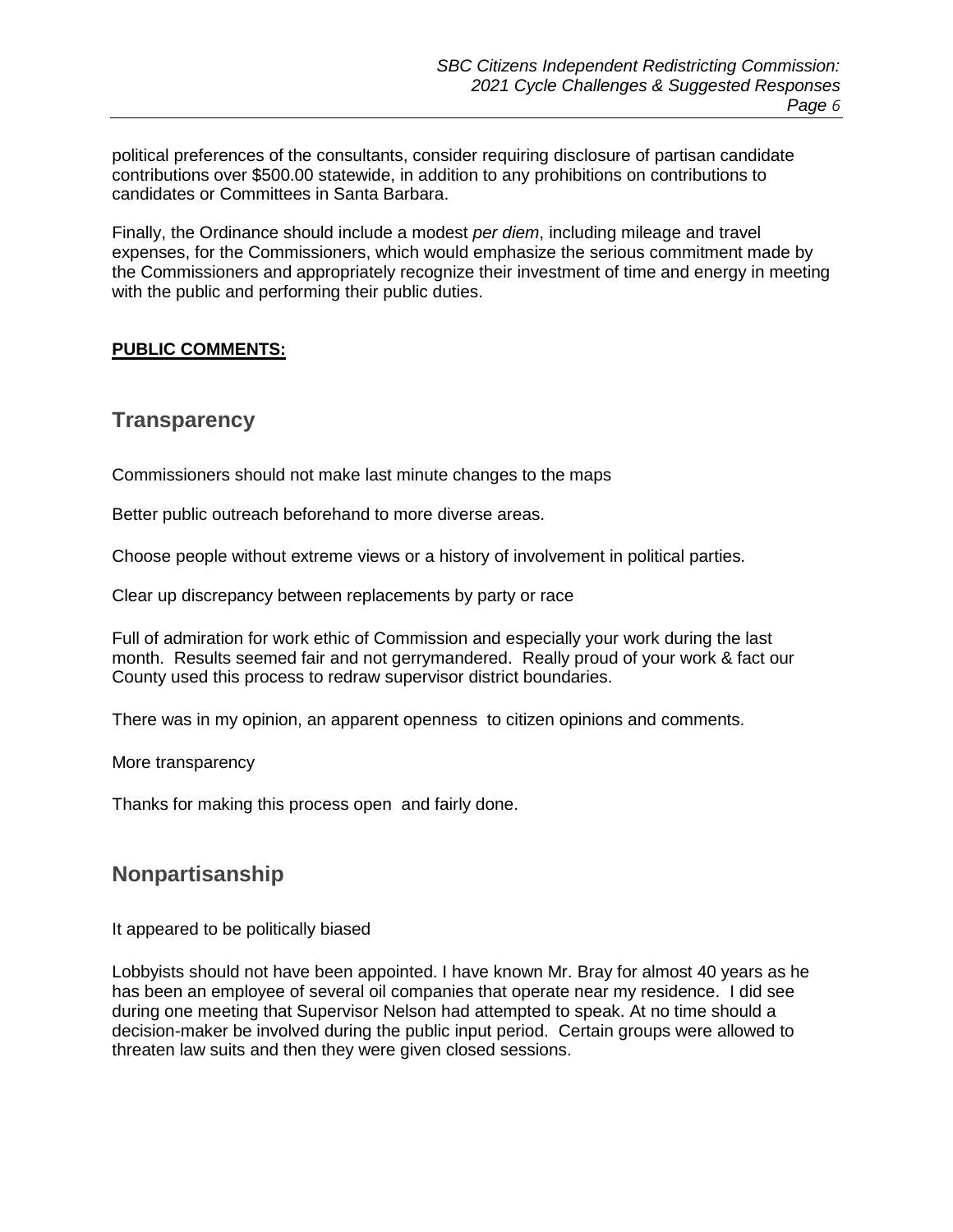political preferences of the consultants, consider requiring disclosure of partisan candidate contributions over $500.00 statewide, in addition to any prohibitions on contributions to candidates or Committees in Santa Barbara.

Finally, the Ordinance should include a modest *per diem*, including mileage and travel expenses, for the Commissioners, which would emphasize the serious commitment made by the Commissioners and appropriately recognize their investment of time and energy in meeting with the public and performing their public duties.

**PUBLIC COMMENTS:**

## Transparency

Commissioners should not make last minute changes to the maps

Better public outreach beforehand to more diverse areas.

Choose people without extreme views or a history of involvement in political parties.

Clear up discrepancy between replacements by party or race

Full of admiration for work ethic of Commission and especially your work during the last month. Results seemed fair and not gerrymandered. Really proud of your work & fact our County used this process to redraw supervisor district boundaries.

There was in my opinion, an apparent openness to citizen opinions and comments.

More transparency

Thanks for making this process open and fairly done.

## Nonpartisanship

It appeared to be politically biased

Lobbyists should not have been appointed. I have known Mr. Bray for almost 40 years as he has been an employee of several oil companies that operate near my residence. I did see during one meeting that Supervisor Nelson had attempted to speak. At no time should a decision-maker be involved during the public input period. Certain groups were allowed to threaten law suits and then they were given closed sessions.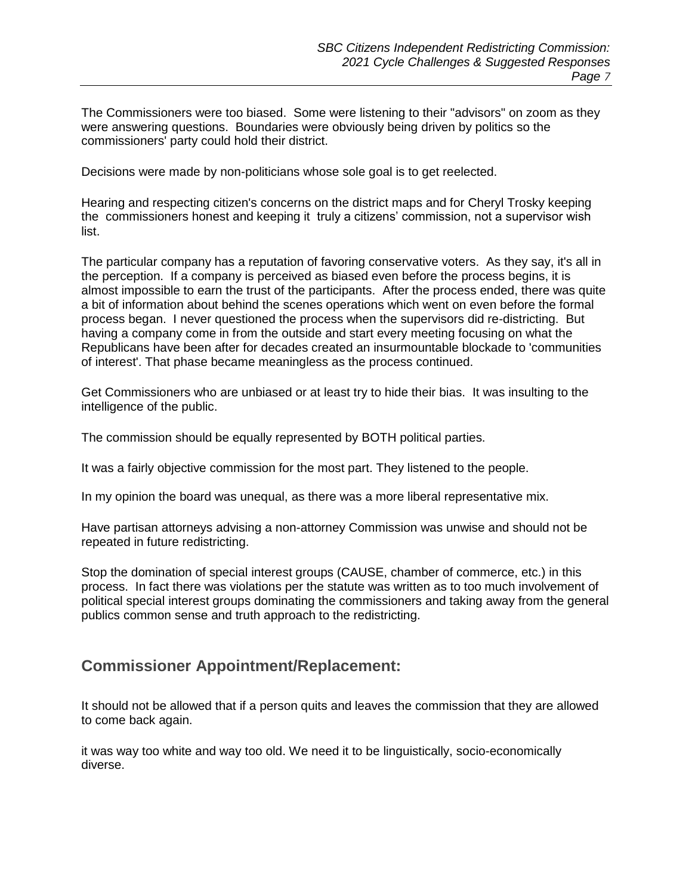The Commissioners were too biased. Some were listening to their "advisors" on zoom as they were answering questions. Boundaries were obviously being driven by politics so the commissioners' party could hold their district.

Decisions were made by non-politicians whose sole goal is to get reelected.

Hearing and respecting citizen's concerns on the district maps and for Cheryl Trosky keeping the commissioners honest and keeping it truly a citizens' commission, not a supervisor wish list.

The particular company has a reputation of favoring conservative voters. As they say, it's all in the perception. If a company is perceived as biased even before the process begins, it is almost impossible to earn the trust of the participants. After the process ended, there was quite a bit of information about behind the scenes operations which went on even before the formal process began. I never questioned the process when the supervisors did re-districting. But having a company come in from the outside and start every meeting focusing on what the Republicans have been after for decades created an insurmountable blockade to 'communities of interest'. That phase became meaningless as the process continued.

Get Commissioners who are unbiased or at least try to hide their bias. It was insulting to the intelligence of the public.

The commission should be equally represented by BOTH political parties.

It was a fairly objective commission for the most part. They listened to the people.

In my opinion the board was unequal, as there was a more liberal representative mix.

Have partisan attorneys advising a non-attorney Commission was unwise and should not be repeated in future redistricting.

Stop the domination of special interest groups (CAUSE, chamber of commerce, etc.) in this process. In fact there was violations per the statute was written as to too much involvement of political special interest groups dominating the commissioners and taking away from the general publics common sense and truth approach to the redistricting.

## Commissioner Appointment/Replacement:

It should not be allowed that if a person quits and leaves the commission that they are allowed to come back again.

it was way too white and way too old. We need it to be linguistically, socio-economically diverse.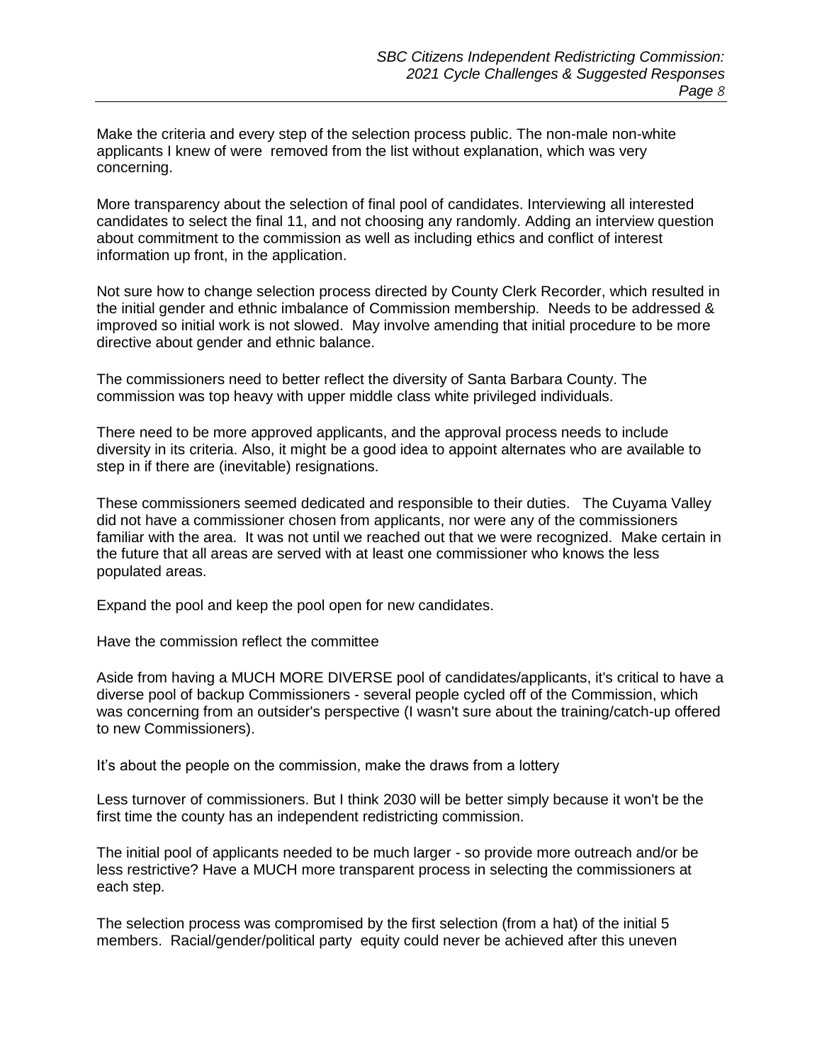Make the criteria and every step of the selection process public. The non-male non-white applicants I knew of were removed from the list without explanation, which was very concerning.

More transparency about the selection of final pool of candidates. Interviewing all interested candidates to select the final 11, and not choosing any randomly. Adding an interview question about commitment to the commission as well as including ethics and conflict of interest information up front, in the application.

Not sure how to change selection process directed by County Clerk Recorder, which resulted in the initial gender and ethnic imbalance of Commission membership. Needs to be addressed & improved so initial work is not slowed. May involve amending that initial procedure to be more directive about gender and ethnic balance.

The commissioners need to better reflect the diversity of Santa Barbara County. The commission was top heavy with upper middle class white privileged individuals.

There need to be more approved applicants, and the approval process needs to include diversity in its criteria. Also, it might be a good idea to appoint alternates who are available to step in if there are (inevitable) resignations.

These commissioners seemed dedicated and responsible to their duties. The Cuyama Valley did not have a commissioner chosen from applicants, nor were any of the commissioners familiar with the area. It was not until we reached out that we were recognized. Make certain in the future that all areas are served with at least one commissioner who knows the less populated areas.

Expand the pool and keep the pool open for new candidates.

Have the commission reflect the committee

Aside from having a MUCH MORE DIVERSE pool of candidates/applicants, it's critical to have a diverse pool of backup Commissioners - several people cycled off of the Commission, which was concerning from an outsider's perspective (I wasn't sure about the training/catch-up offered to new Commissioners).

It's about the people on the commission, make the draws from a lottery

Less turnover of commissioners. But I think 2030 will be better simply because it won't be the first time the county has an independent redistricting commission.

The initial pool of applicants needed to be much larger - so provide more outreach and/or be less restrictive? Have a MUCH more transparent process in selecting the commissioners at each step.

The selection process was compromised by the first selection (from a hat) of the initial 5 members. Racial/gender/political party equity could never be achieved after this uneven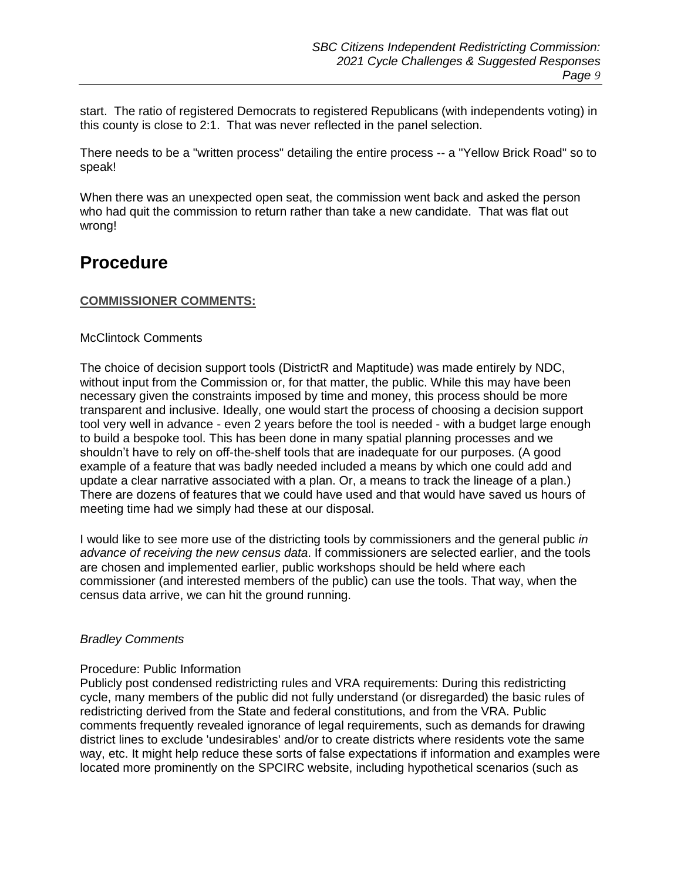start. The ratio of registered Democrats to registered Republicans (with independents voting) in this county is close to 2:1. That was never reflected in the panel selection.

There needs to be a "written process" detailing the entire process -- a "Yellow Brick Road" so to speak!

When there was an unexpected open seat, the commission went back and asked the person who had quit the commission to return rather than take a new candidate. That was flat out wrong!

# Procedure

**COMMISSIONER COMMENTS:**

McClintock Comments

The choice of decision support tools (DistrictR and Maptitude) was made entirely by NDC, without input from the Commission or, for that matter, the public. While this may have been necessary given the constraints imposed by time and money, this process should be more transparent and inclusive. Ideally, one would start the process of choosing a decision support tool very well in advance - even 2 years before the tool is needed - with a budget large enough to build a bespoke tool. This has been done in many spatial planning processes and we shouldn't have to rely on off-the-shelf tools that are inadequate for our purposes. (A good example of a feature that was badly needed included a means by which one could add and update a clear narrative associated with a plan. Or, a means to track the lineage of a plan.) There are dozens of features that we could have used and that would have saved us hours of meeting time had we simply had these at our disposal.

I would like to see more use of the districting tools by commissioners and the general public *in advance of receiving the new census data*. If commissioners are selected earlier, and the tools are chosen and implemented earlier, public workshops should be held where each commissioner (and interested members of the public) can use the tools. That way, when the census data arrive, we can hit the ground running.

*Bradley Comments*

Procedure: Public Information
Publicly post condensed redistricting rules and VRA requirements: During this redistricting cycle, many members of the public did not fully understand (or disregarded) the basic rules of redistricting derived from the State and federal constitutions, and from the VRA. Public comments frequently revealed ignorance of legal requirements, such as demands for drawing district lines to exclude 'undesirables' and/or to create districts where residents vote the same way, etc. It might help reduce these sorts of false expectations if information and examples were located more prominently on the SPCIRC website, including hypothetical scenarios (such as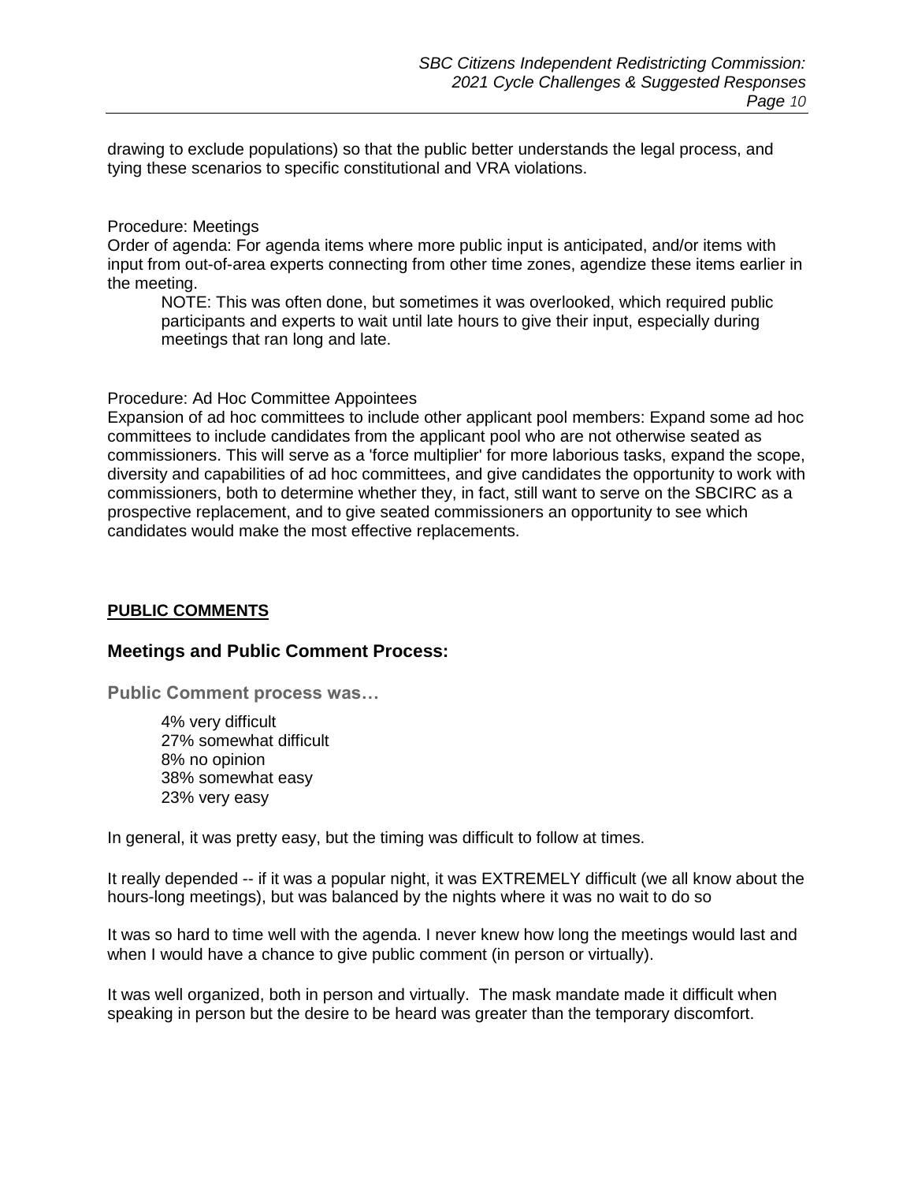drawing to exclude populations) so that the public better understands the legal process, and tying these scenarios to specific constitutional and VRA violations.

Procedure: Meetings
Order of agenda: For agenda items where more public input is anticipated, and/or items with input from out-of-area experts connecting from other time zones, agendize these items earlier in the meeting.

> NOTE: This was often done, but sometimes it was overlooked, which required public participants and experts to wait until late hours to give their input, especially during meetings that ran long and late.

Procedure: Ad Hoc Committee Appointees
Expansion of ad hoc committees to include other applicant pool members: Expand some ad hoc committees to include candidates from the applicant pool who are not otherwise seated as commissioners. This will serve as a 'force multiplier' for more laborious tasks, expand the scope, diversity and capabilities of ad hoc committees, and give candidates the opportunity to work with commissioners, both to determine whether they, in fact, still want to serve on the SBCIRC as a prospective replacement, and to give seated commissioners an opportunity to see which candidates would make the most effective replacements.

**PUBLIC COMMENTS**

## Meetings and Public Comment Process:

**Public Comment process was…**

- 4% very difficult
- 27% somewhat difficult
- 8% no opinion
- 38% somewhat easy
- 23% very easy

In general, it was pretty easy, but the timing was difficult to follow at times.

It really depended -- if it was a popular night, it was EXTREMELY difficult (we all know about the hours-long meetings), but was balanced by the nights where it was no wait to do so

It was so hard to time well with the agenda. I never knew how long the meetings would last and when I would have a chance to give public comment (in person or virtually).

It was well organized, both in person and virtually. The mask mandate made it difficult when speaking in person but the desire to be heard was greater than the temporary discomfort.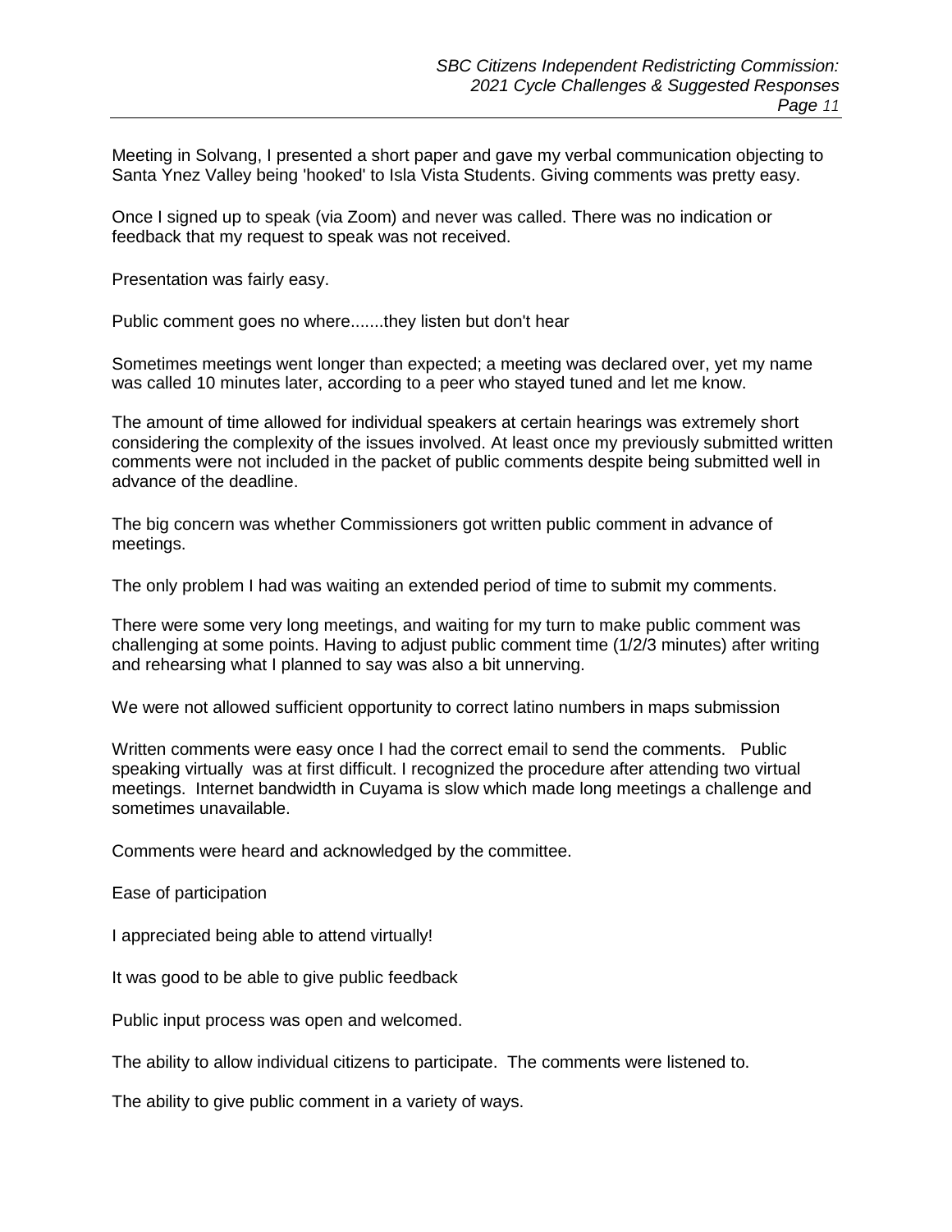Meeting in Solvang, I presented a short paper and gave my verbal communication objecting to Santa Ynez Valley being 'hooked' to Isla Vista Students. Giving comments was pretty easy.

Once I signed up to speak (via Zoom) and never was called. There was no indication or feedback that my request to speak was not received.

Presentation was fairly easy.

Public comment goes no where.......they listen but don't hear

Sometimes meetings went longer than expected; a meeting was declared over, yet my name was called 10 minutes later, according to a peer who stayed tuned and let me know.

The amount of time allowed for individual speakers at certain hearings was extremely short considering the complexity of the issues involved. At least once my previously submitted written comments were not included in the packet of public comments despite being submitted well in advance of the deadline.

The big concern was whether Commissioners got written public comment in advance of meetings.

The only problem I had was waiting an extended period of time to submit my comments.

There were some very long meetings, and waiting for my turn to make public comment was challenging at some points. Having to adjust public comment time (1/2/3 minutes) after writing and rehearsing what I planned to say was also a bit unnerving.

We were not allowed sufficient opportunity to correct latino numbers in maps submission

Written comments were easy once I had the correct email to send the comments. Public speaking virtually was at first difficult. I recognized the procedure after attending two virtual meetings. Internet bandwidth in Cuyama is slow which made long meetings a challenge and sometimes unavailable.

Comments were heard and acknowledged by the committee.

Ease of participation

I appreciated being able to attend virtually!

It was good to be able to give public feedback

Public input process was open and welcomed.

The ability to allow individual citizens to participate. The comments were listened to.

The ability to give public comment in a variety of ways.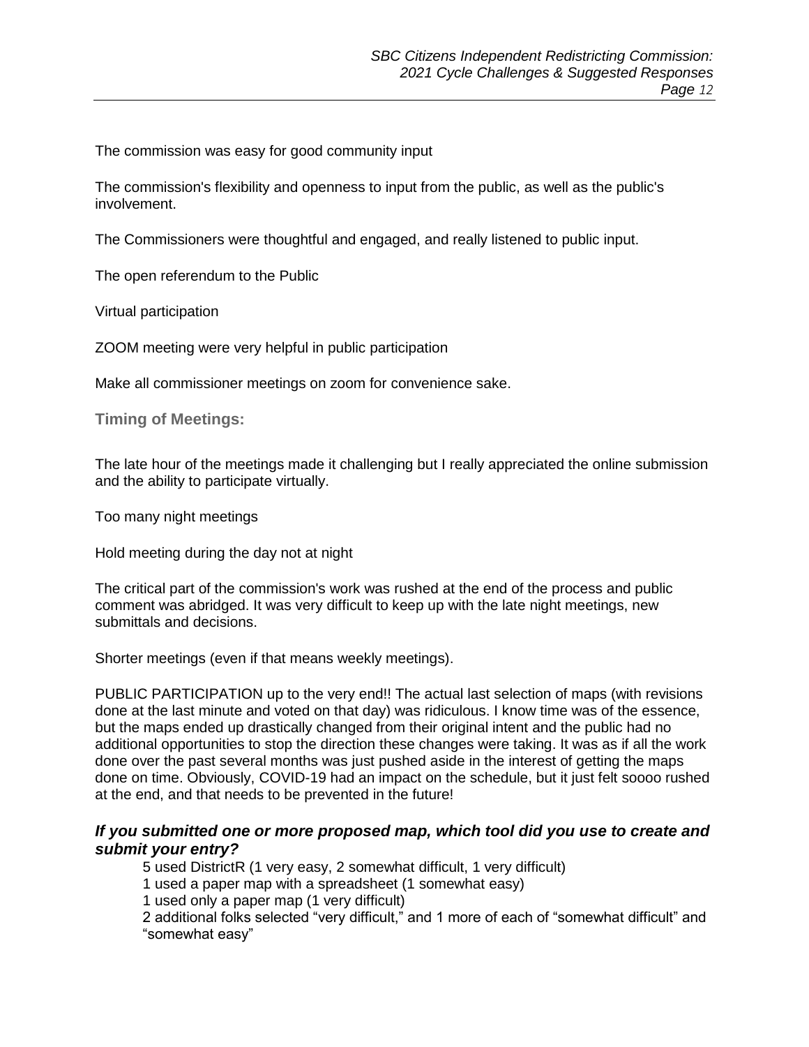The commission was easy for good community input

The commission's flexibility and openness to input from the public, as well as the public's involvement.

The Commissioners were thoughtful and engaged, and really listened to public input.

The open referendum to the Public

Virtual participation

ZOOM meeting were very helpful in public participation

Make all commissioner meetings on zoom for convenience sake.

### Timing of Meetings:

The late hour of the meetings made it challenging but I really appreciated the online submission and the ability to participate virtually.

Too many night meetings

Hold meeting during the day not at night

The critical part of the commission's work was rushed at the end of the process and public comment was abridged. It was very difficult to keep up with the late night meetings, new submittals and decisions.

Shorter meetings (even if that means weekly meetings).

PUBLIC PARTICIPATION up to the very end!! The actual last selection of maps (with revisions done at the last minute and voted on that day) was ridiculous. I know time was of the essence, but the maps ended up drastically changed from their original intent and the public had no additional opportunities to stop the direction these changes were taking. It was as if all the work done over the past several months was just pushed aside in the interest of getting the maps done on time. Obviously, COVID-19 had an impact on the schedule, but it just felt soooo rushed at the end, and that needs to be prevented in the future!

## *If you submitted one or more proposed map, which tool did you use to create and submit your entry?*

5 used DistrictR (1 very easy, 2 somewhat difficult, 1 very difficult)
1 used a paper map with a spreadsheet (1 somewhat easy)
1 used only a paper map (1 very difficult)
2 additional folks selected "very difficult," and 1 more of each of "somewhat difficult" and "somewhat easy"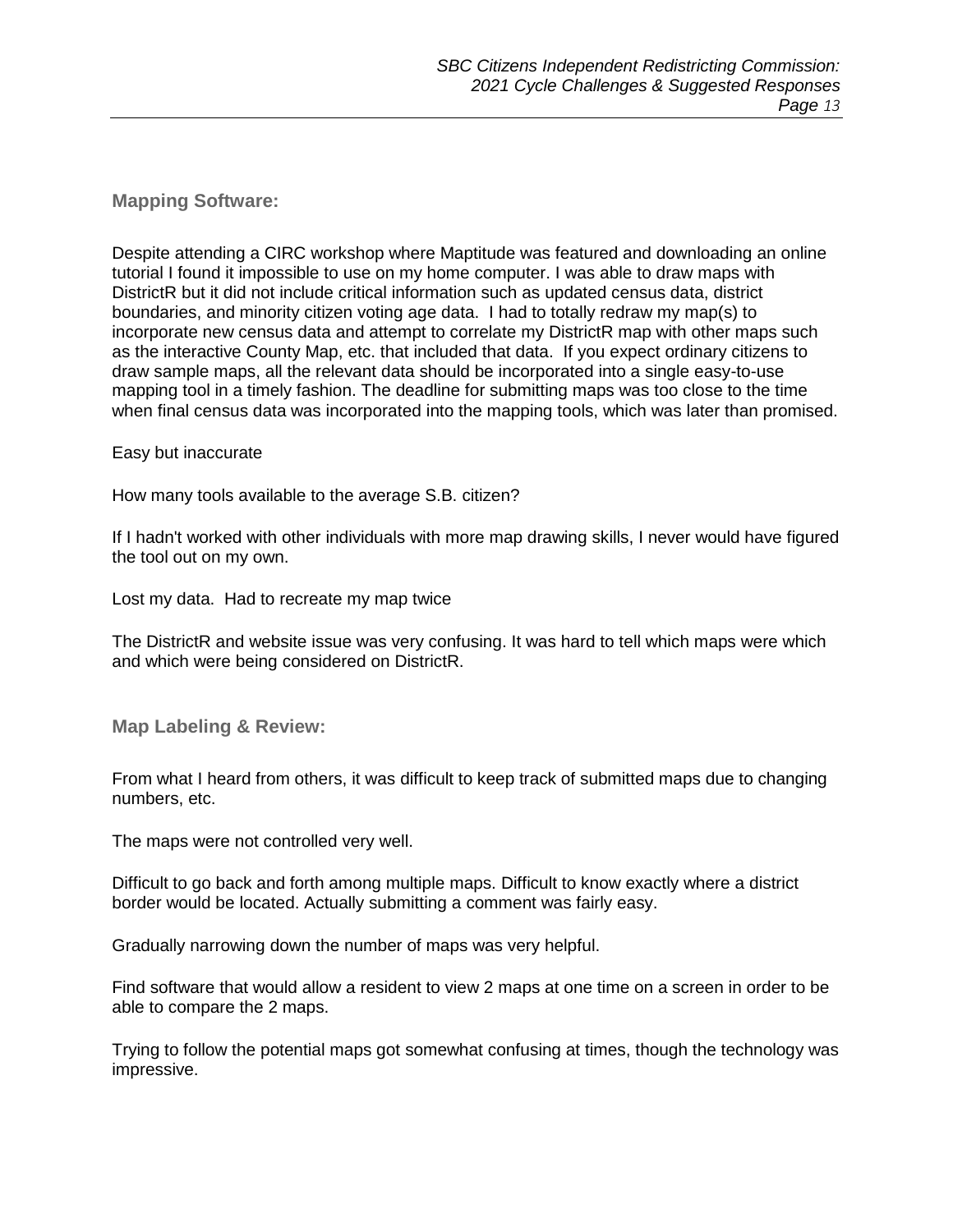### Mapping Software:

Despite attending a CIRC workshop where Maptitude was featured and downloading an online tutorial I found it impossible to use on my home computer. I was able to draw maps with DistrictR but it did not include critical information such as updated census data, district boundaries, and minority citizen voting age data. I had to totally redraw my map(s) to incorporate new census data and attempt to correlate my DistrictR map with other maps such as the interactive County Map, etc. that included that data. If you expect ordinary citizens to draw sample maps, all the relevant data should be incorporated into a single easy-to-use mapping tool in a timely fashion. The deadline for submitting maps was too close to the time when final census data was incorporated into the mapping tools, which was later than promised.

Easy but inaccurate

How many tools available to the average S.B. citizen?

If I hadn't worked with other individuals with more map drawing skills, I never would have figured the tool out on my own.

Lost my data. Had to recreate my map twice

The DistrictR and website issue was very confusing. It was hard to tell which maps were which and which were being considered on DistrictR.

### Map Labeling & Review:

From what I heard from others, it was difficult to keep track of submitted maps due to changing numbers, etc.

The maps were not controlled very well.

Difficult to go back and forth among multiple maps. Difficult to know exactly where a district border would be located. Actually submitting a comment was fairly easy.

Gradually narrowing down the number of maps was very helpful.

Find software that would allow a resident to view 2 maps at one time on a screen in order to be able to compare the 2 maps.

Trying to follow the potential maps got somewhat confusing at times, though the technology was impressive.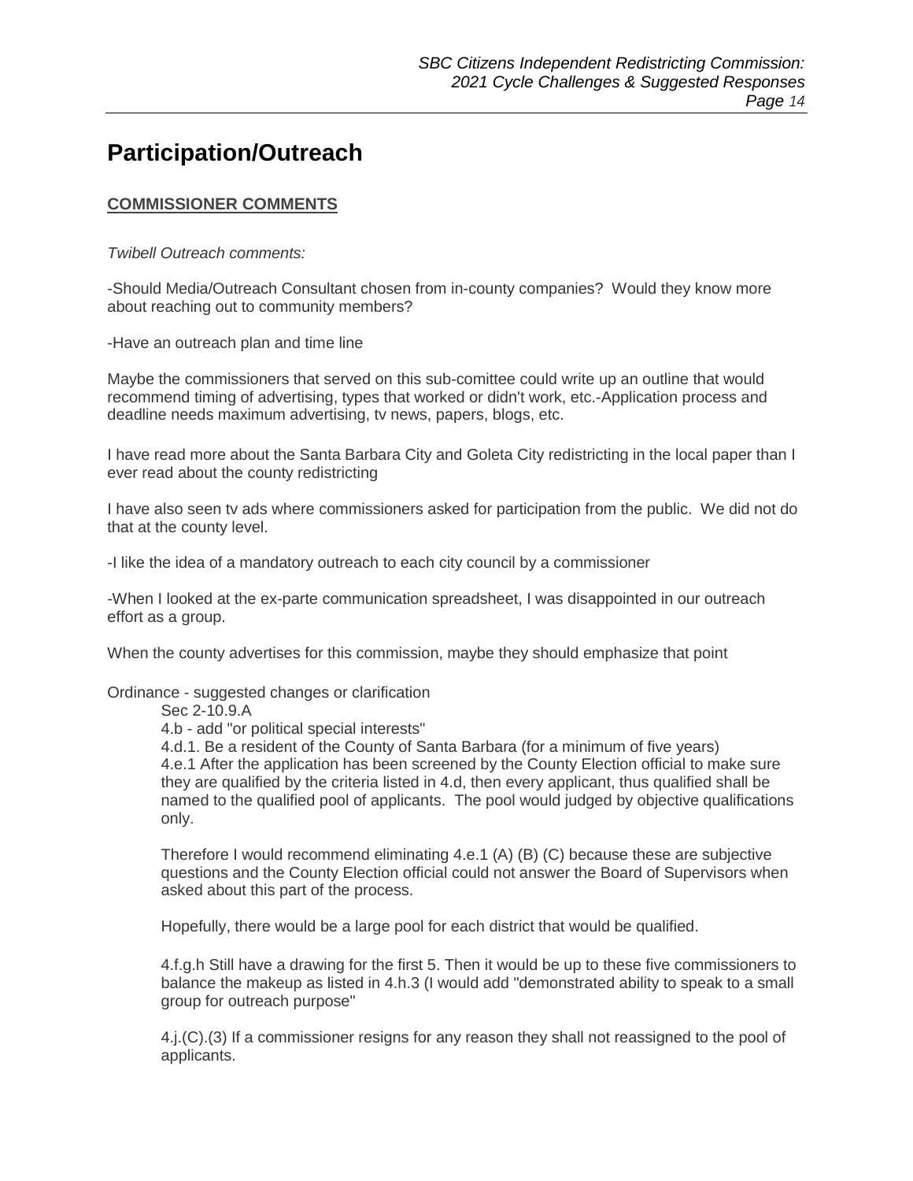# Participation/Outreach

**COMMISSIONER COMMENTS**

*Twibell Outreach comments:*

-Should Media/Outreach Consultant chosen from in-county companies? Would they know more about reaching out to community members?

-Have an outreach plan and time line

Maybe the commissioners that served on this sub-comittee could write up an outline that would recommend timing of advertising, types that worked or didn't work, etc.-Application process and deadline needs maximum advertising, tv news, papers, blogs, etc.

I have read more about the Santa Barbara City and Goleta City redistricting in the local paper than I ever read about the county redistricting

I have also seen tv ads where commissioners asked for participation from the public. We did not do that at the county level.

-I like the idea of a mandatory outreach to each city council by a commissioner

-When I looked at the ex-parte communication spreadsheet, I was disappointed in our outreach effort as a group.

When the county advertises for this commission, maybe they should emphasize that point

Ordinance - suggested changes or clarification

> Sec 2-10.9.A
>
> 4.b - add "or political special interests"
>
> 4.d.1. Be a resident of the County of Santa Barbara (for a minimum of five years)
>
> 4.e.1 After the application has been screened by the County Election official to make sure they are qualified by the criteria listed in 4.d, then every applicant, thus qualified shall be named to the qualified pool of applicants. The pool would judged by objective qualifications only.
>
> Therefore I would recommend eliminating 4.e.1 (A) (B) (C) because these are subjective questions and the County Election official could not answer the Board of Supervisors when asked about this part of the process.
>
> Hopefully, there would be a large pool for each district that would be qualified.
>
> 4.f.g.h Still have a drawing for the first 5. Then it would be up to these five commissioners to balance the makeup as listed in 4.h.3 (I would add "demonstrated ability to speak to a small group for outreach purpose"
>
> 4.j.(C).(3) If a commissioner resigns for any reason they shall not reassigned to the pool of applicants.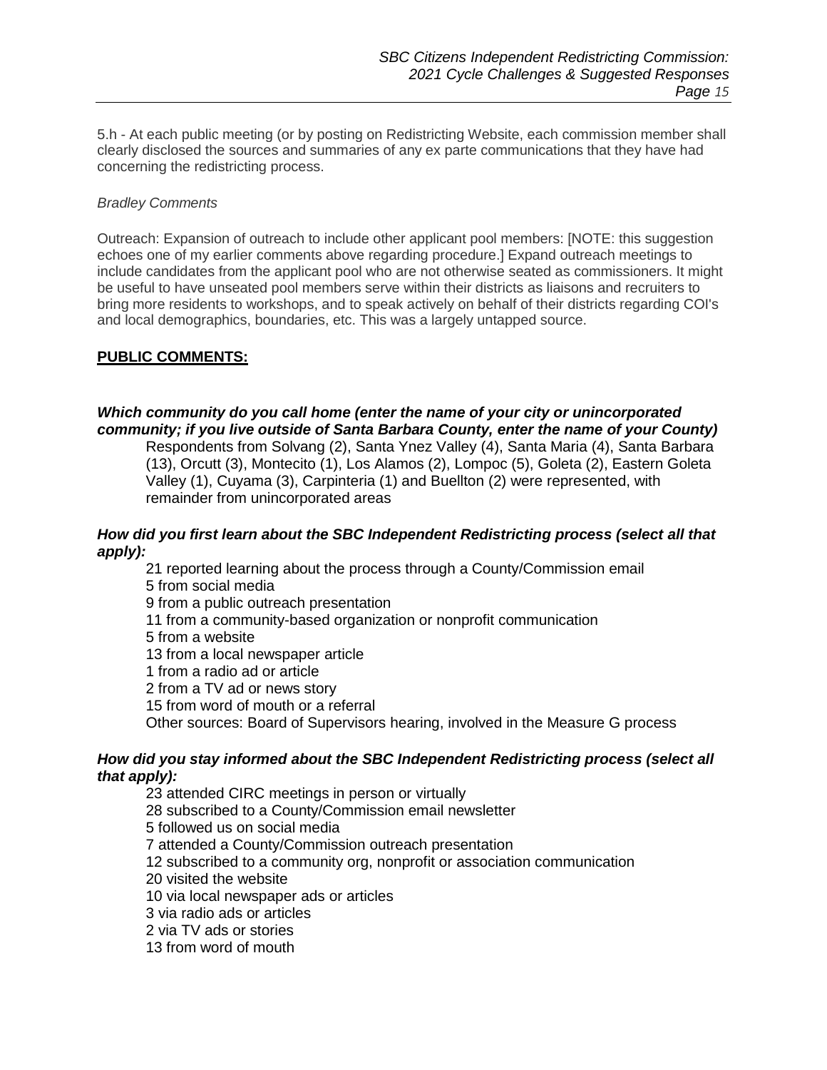5.h - At each public meeting (or by posting on Redistricting Website, each commission member shall clearly disclosed the sources and summaries of any ex parte communications that they have had concerning the redistricting process.

*Bradley Comments*

Outreach: Expansion of outreach to include other applicant pool members: [NOTE: this suggestion echoes one of my earlier comments above regarding procedure.] Expand outreach meetings to include candidates from the applicant pool who are not otherwise seated as commissioners. It might be useful to have unseated pool members serve within their districts as liaisons and recruiters to bring more residents to workshops, and to speak actively on behalf of their districts regarding COI's and local demographics, boundaries, etc. This was a largely untapped source.

## PUBLIC COMMENTS:

***Which community do you call home (enter the name of your city or unincorporated community; if you live outside of Santa Barbara County, enter the name of your County)***

Respondents from Solvang (2), Santa Ynez Valley (4), Santa Maria (4), Santa Barbara (13), Orcutt (3), Montecito (1), Los Alamos (2), Lompoc (5), Goleta (2), Eastern Goleta Valley (1), Cuyama (3), Carpinteria (1) and Buellton (2) were represented, with remainder from unincorporated areas

***How did you first learn about the SBC Independent Redistricting process (select all that apply):***

21 reported learning about the process through a County/Commission email
5 from social media
9 from a public outreach presentation
11 from a community-based organization or nonprofit communication
5 from a website
13 from a local newspaper article
1 from a radio ad or article
2 from a TV ad or news story
15 from word of mouth or a referral
Other sources: Board of Supervisors hearing, involved in the Measure G process

***How did you stay informed about the SBC Independent Redistricting process (select all that apply):***

23 attended CIRC meetings in person or virtually
28 subscribed to a County/Commission email newsletter
5 followed us on social media
7 attended a County/Commission outreach presentation
12 subscribed to a community org, nonprofit or association communication
20 visited the website
10 via local newspaper ads or articles
3 via radio ads or articles
2 via TV ads or stories
13 from word of mouth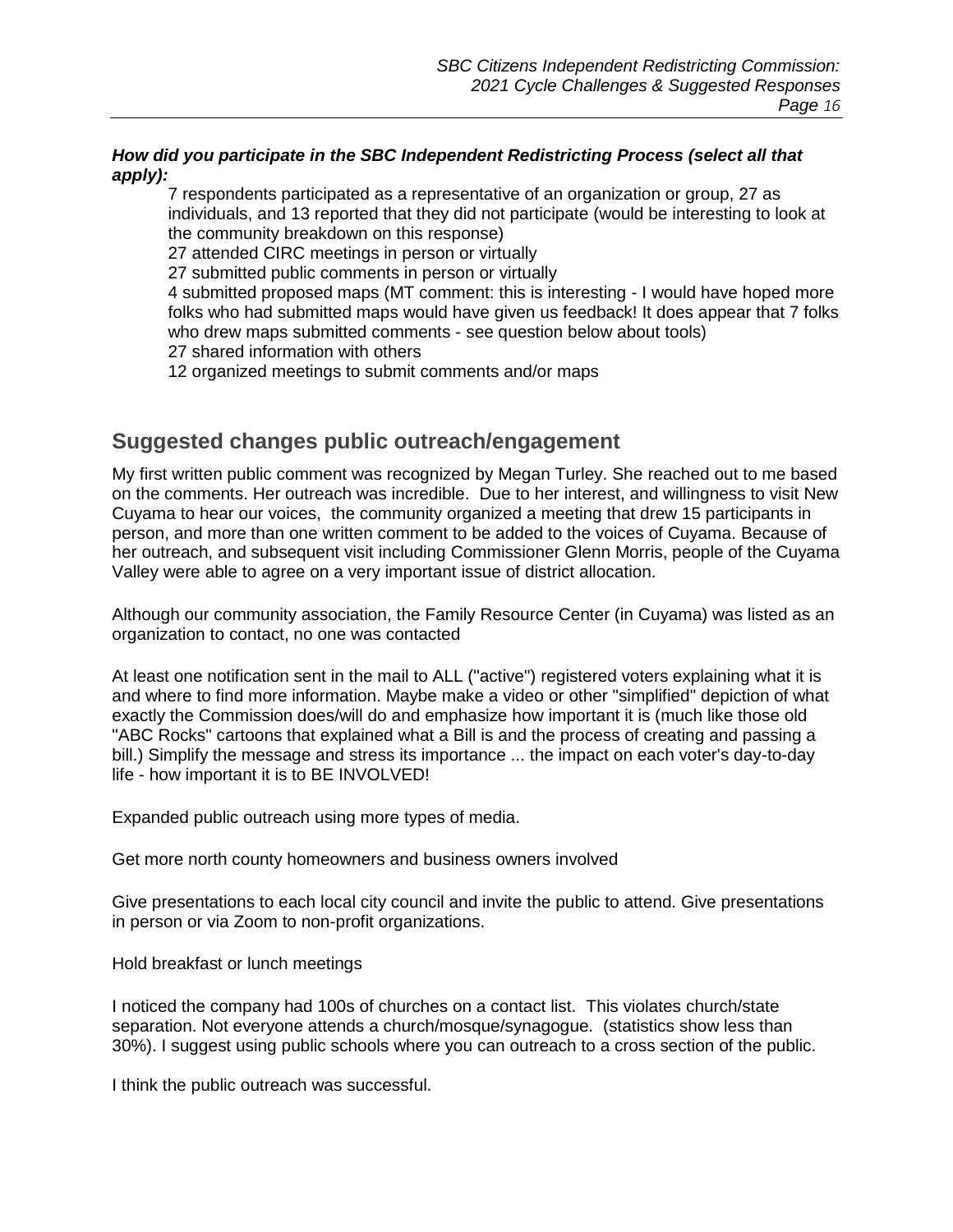***How did you participate in the SBC Independent Redistricting Process (select all that apply):***

7 respondents participated as a representative of an organization or group, 27 as individuals, and 13 reported that they did not participate (would be interesting to look at the community breakdown on this response)
27 attended CIRC meetings in person or virtually
27 submitted public comments in person or virtually
4 submitted proposed maps (MT comment: this is interesting - I would have hoped more folks who had submitted maps would have given us feedback! It does appear that 7 folks who drew maps submitted comments - see question below about tools)
27 shared information with others
12 organized meetings to submit comments and/or maps

## Suggested changes public outreach/engagement

My first written public comment was recognized by Megan Turley. She reached out to me based on the comments. Her outreach was incredible. Due to her interest, and willingness to visit New Cuyama to hear our voices, the community organized a meeting that drew 15 participants in person, and more than one written comment to be added to the voices of Cuyama. Because of her outreach, and subsequent visit including Commissioner Glenn Morris, people of the Cuyama Valley were able to agree on a very important issue of district allocation.

Although our community association, the Family Resource Center (in Cuyama) was listed as an organization to contact, no one was contacted

At least one notification sent in the mail to ALL ("active") registered voters explaining what it is and where to find more information. Maybe make a video or other "simplified" depiction of what exactly the Commission does/will do and emphasize how important it is (much like those old "ABC Rocks" cartoons that explained what a Bill is and the process of creating and passing a bill.) Simplify the message and stress its importance ... the impact on each voter's day-to-day life - how important it is to BE INVOLVED!

Expanded public outreach using more types of media.

Get more north county homeowners and business owners involved

Give presentations to each local city council and invite the public to attend. Give presentations in person or via Zoom to non-profit organizations.

Hold breakfast or lunch meetings

I noticed the company had 100s of churches on a contact list. This violates church/state separation. Not everyone attends a church/mosque/synagogue. (statistics show less than 30%). I suggest using public schools where you can outreach to a cross section of the public.

I think the public outreach was successful.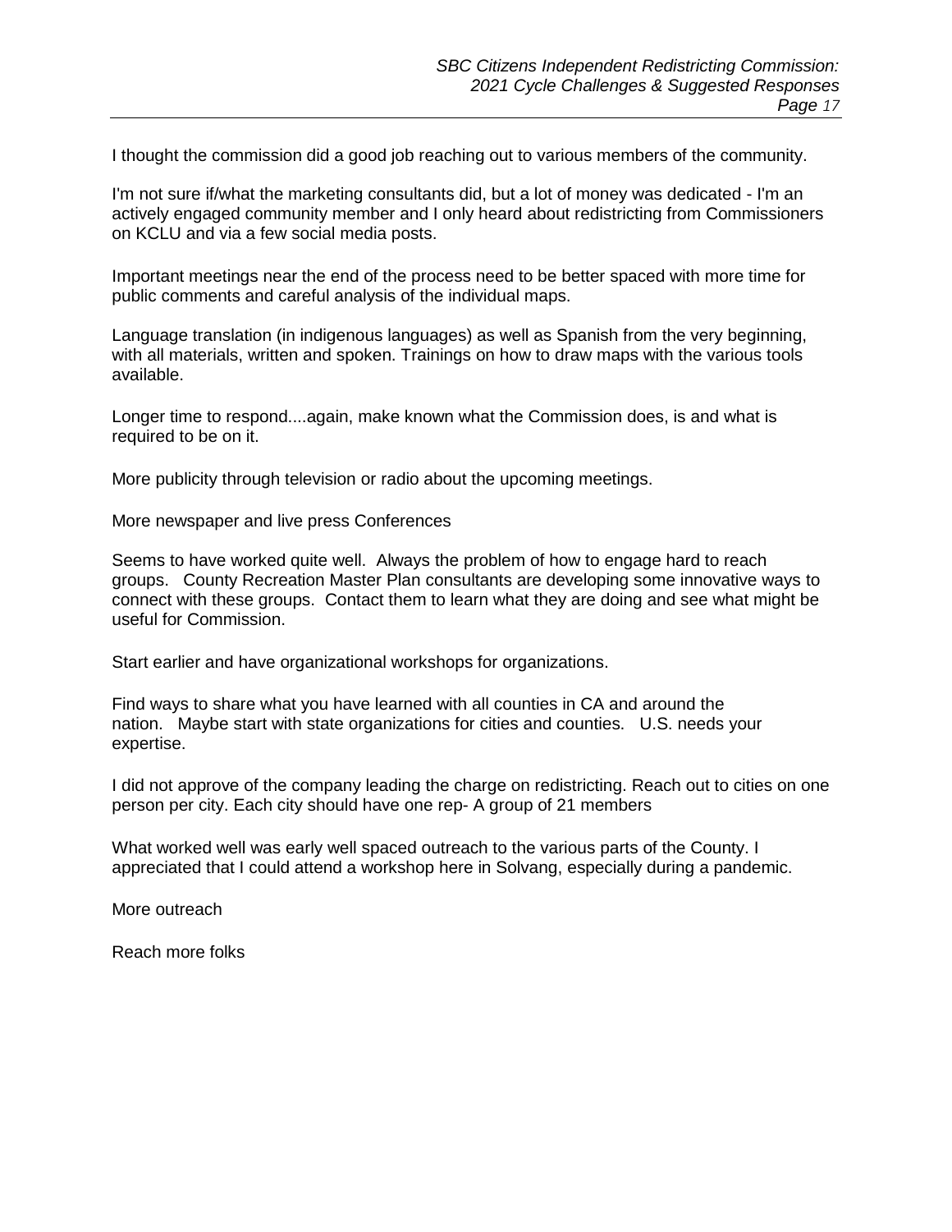I thought the commission did a good job reaching out to various members of the community.

I'm not sure if/what the marketing consultants did, but a lot of money was dedicated - I'm an actively engaged community member and I only heard about redistricting from Commissioners on KCLU and via a few social media posts.

Important meetings near the end of the process need to be better spaced with more time for public comments and careful analysis of the individual maps.

Language translation (in indigenous languages) as well as Spanish from the very beginning, with all materials, written and spoken. Trainings on how to draw maps with the various tools available.

Longer time to respond....again, make known what the Commission does, is and what is required to be on it.

More publicity through television or radio about the upcoming meetings.

More newspaper and live press Conferences

Seems to have worked quite well. Always the problem of how to engage hard to reach groups. County Recreation Master Plan consultants are developing some innovative ways to connect with these groups. Contact them to learn what they are doing and see what might be useful for Commission.

Start earlier and have organizational workshops for organizations.

Find ways to share what you have learned with all counties in CA and around the nation. Maybe start with state organizations for cities and counties. U.S. needs your expertise.

I did not approve of the company leading the charge on redistricting. Reach out to cities on one person per city. Each city should have one rep- A group of 21 members

What worked well was early well spaced outreach to the various parts of the County. I appreciated that I could attend a workshop here in Solvang, especially during a pandemic.

More outreach

Reach more folks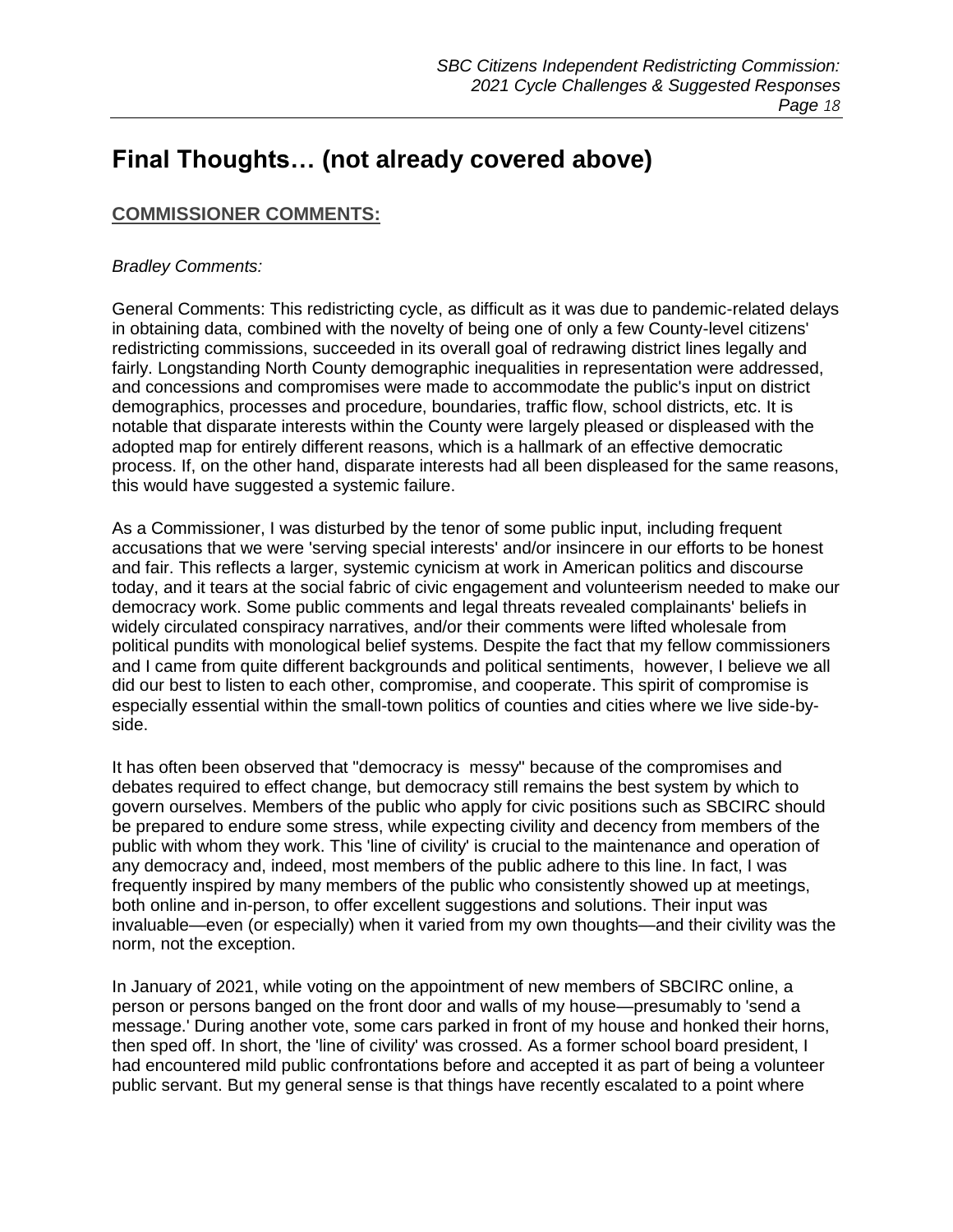# Final Thoughts… (not already covered above)

## COMMISSIONER COMMENTS:

*Bradley Comments:*

General Comments: This redistricting cycle, as difficult as it was due to pandemic-related delays in obtaining data, combined with the novelty of being one of only a few County-level citizens' redistricting commissions, succeeded in its overall goal of redrawing district lines legally and fairly. Longstanding North County demographic inequalities in representation were addressed, and concessions and compromises were made to accommodate the public's input on district demographics, processes and procedure, boundaries, traffic flow, school districts, etc. It is notable that disparate interests within the County were largely pleased or displeased with the adopted map for entirely different reasons, which is a hallmark of an effective democratic process. If, on the other hand, disparate interests had all been displeased for the same reasons, this would have suggested a systemic failure.

As a Commissioner, I was disturbed by the tenor of some public input, including frequent accusations that we were 'serving special interests' and/or insincere in our efforts to be honest and fair. This reflects a larger, systemic cynicism at work in American politics and discourse today, and it tears at the social fabric of civic engagement and volunteerism needed to make our democracy work. Some public comments and legal threats revealed complainants' beliefs in widely circulated conspiracy narratives, and/or their comments were lifted wholesale from political pundits with monological belief systems. Despite the fact that my fellow commissioners and I came from quite different backgrounds and political sentiments, however, I believe we all did our best to listen to each other, compromise, and cooperate. This spirit of compromise is especially essential within the small-town politics of counties and cities where we live side-by-side.

It has often been observed that "democracy is messy" because of the compromises and debates required to effect change, but democracy still remains the best system by which to govern ourselves. Members of the public who apply for civic positions such as SBCIRC should be prepared to endure some stress, while expecting civility and decency from members of the public with whom they work. This 'line of civility' is crucial to the maintenance and operation of any democracy and, indeed, most members of the public adhere to this line. In fact, I was frequently inspired by many members of the public who consistently showed up at meetings, both online and in-person, to offer excellent suggestions and solutions. Their input was invaluable—even (or especially) when it varied from my own thoughts—and their civility was the norm, not the exception.

In January of 2021, while voting on the appointment of new members of SBCIRC online, a person or persons banged on the front door and walls of my house—presumably to 'send a message.' During another vote, some cars parked in front of my house and honked their horns, then sped off. In short, the 'line of civility' was crossed. As a former school board president, I had encountered mild public confrontations before and accepted it as part of being a volunteer public servant. But my general sense is that things have recently escalated to a point where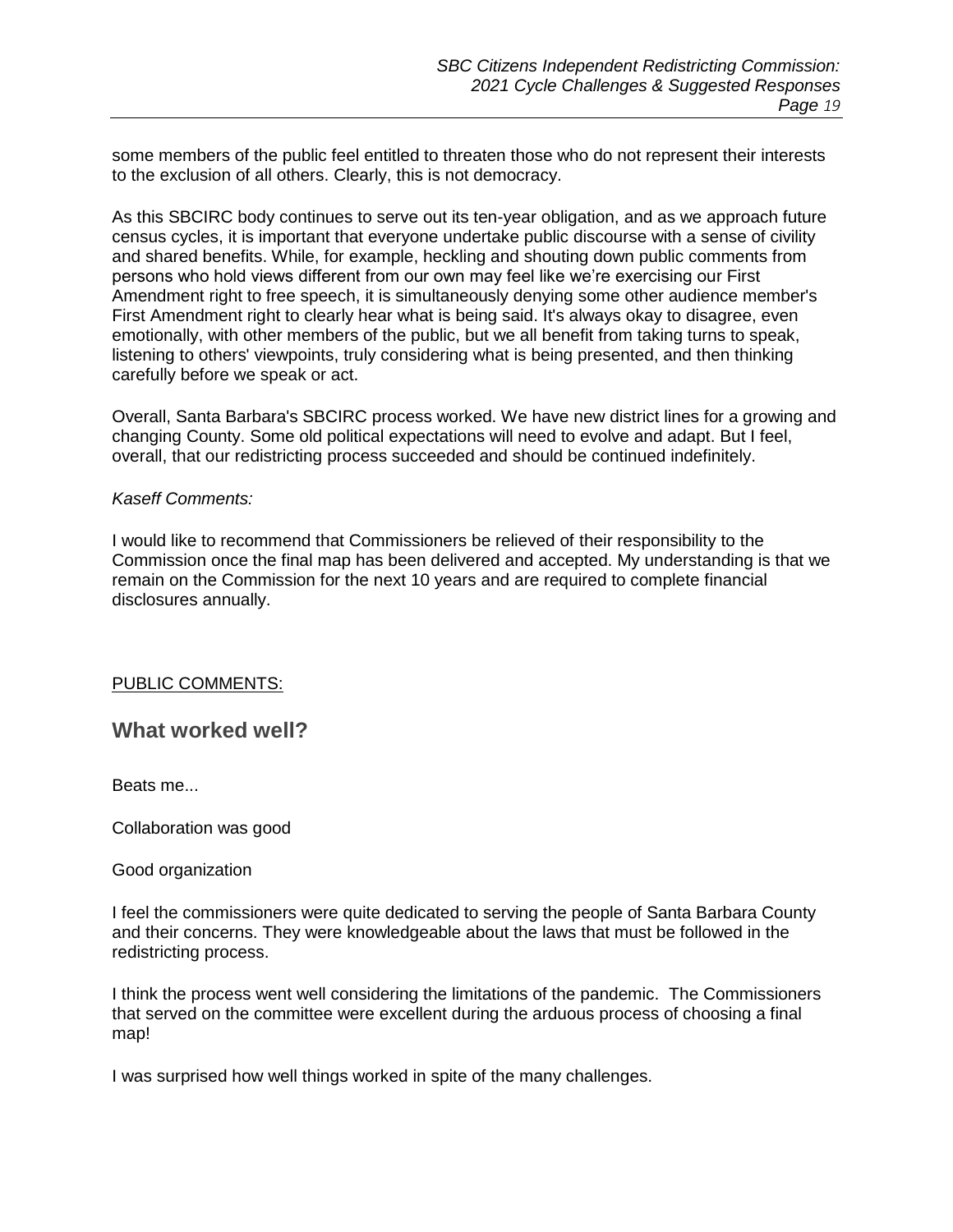some members of the public feel entitled to threaten those who do not represent their interests to the exclusion of all others. Clearly, this is not democracy.

As this SBCIRC body continues to serve out its ten-year obligation, and as we approach future census cycles, it is important that everyone undertake public discourse with a sense of civility and shared benefits. While, for example, heckling and shouting down public comments from persons who hold views different from our own may feel like we're exercising our First Amendment right to free speech, it is simultaneously denying some other audience member's First Amendment right to clearly hear what is being said. It's always okay to disagree, even emotionally, with other members of the public, but we all benefit from taking turns to speak, listening to others' viewpoints, truly considering what is being presented, and then thinking carefully before we speak or act.

Overall, Santa Barbara's SBCIRC process worked. We have new district lines for a growing and changing County. Some old political expectations will need to evolve and adapt. But I feel, overall, that our redistricting process succeeded and should be continued indefinitely.

*Kaseff Comments:*

I would like to recommend that Commissioners be relieved of their responsibility to the Commission once the final map has been delivered and accepted. My understanding is that we remain on the Commission for the next 10 years and are required to complete financial disclosures annually.

<u>PUBLIC COMMENTS:</u>

## What worked well?

Beats me...

Collaboration was good

Good organization

I feel the commissioners were quite dedicated to serving the people of Santa Barbara County and their concerns. They were knowledgeable about the laws that must be followed in the redistricting process.

I think the process went well considering the limitations of the pandemic. The Commissioners that served on the committee were excellent during the arduous process of choosing a final map!

I was surprised how well things worked in spite of the many challenges.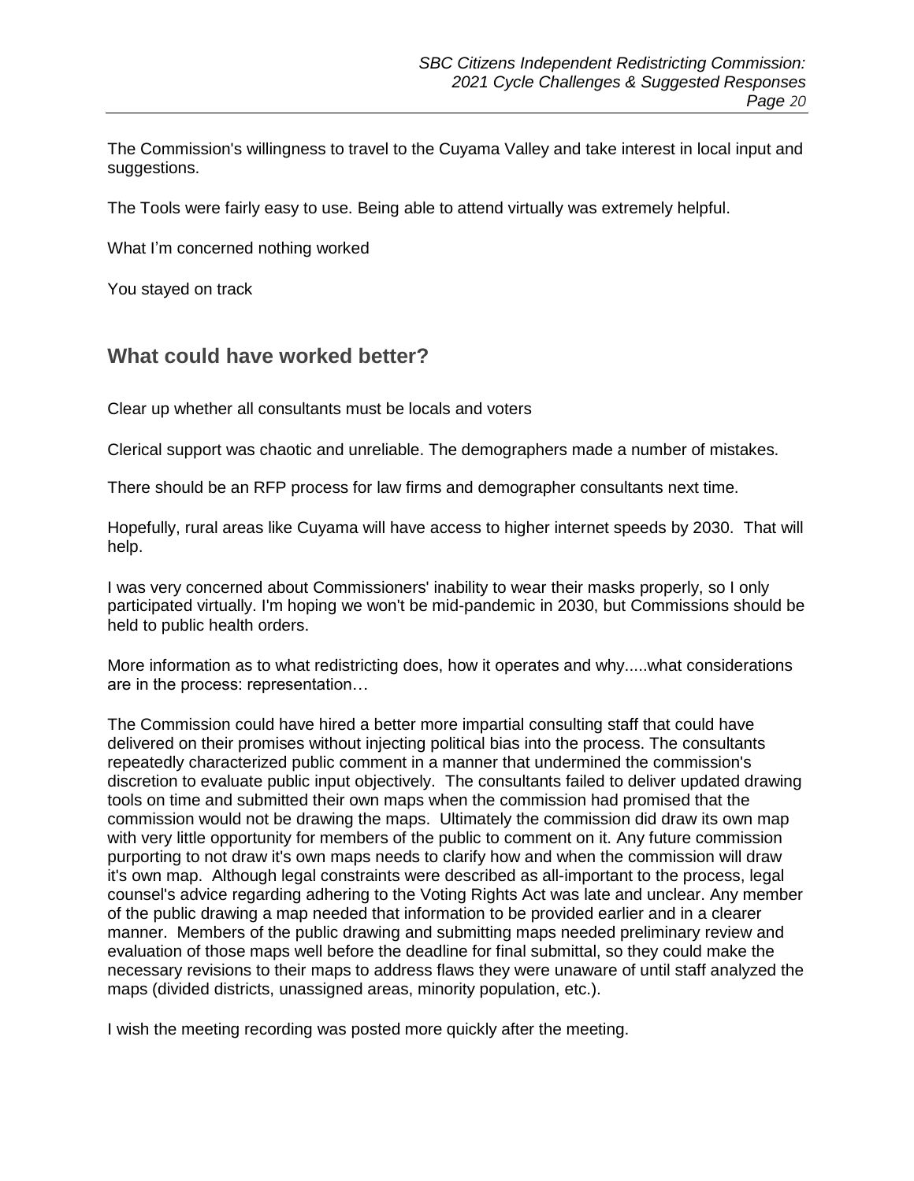The Commission's willingness to travel to the Cuyama Valley and take interest in local input and suggestions.

The Tools were fairly easy to use. Being able to attend virtually was extremely helpful.

What I'm concerned nothing worked

You stayed on track

## What could have worked better?

Clear up whether all consultants must be locals and voters

Clerical support was chaotic and unreliable. The demographers made a number of mistakes.

There should be an RFP process for law firms and demographer consultants next time.

Hopefully, rural areas like Cuyama will have access to higher internet speeds by 2030. That will help.

I was very concerned about Commissioners' inability to wear their masks properly, so I only participated virtually. I'm hoping we won't be mid-pandemic in 2030, but Commissions should be held to public health orders.

More information as to what redistricting does, how it operates and why.....what considerations are in the process: representation…

The Commission could have hired a better more impartial consulting staff that could have delivered on their promises without injecting political bias into the process. The consultants repeatedly characterized public comment in a manner that undermined the commission's discretion to evaluate public input objectively. The consultants failed to deliver updated drawing tools on time and submitted their own maps when the commission had promised that the commission would not be drawing the maps. Ultimately the commission did draw its own map with very little opportunity for members of the public to comment on it. Any future commission purporting to not draw it's own maps needs to clarify how and when the commission will draw it's own map. Although legal constraints were described as all-important to the process, legal counsel's advice regarding adhering to the Voting Rights Act was late and unclear. Any member of the public drawing a map needed that information to be provided earlier and in a clearer manner. Members of the public drawing and submitting maps needed preliminary review and evaluation of those maps well before the deadline for final submittal, so they could make the necessary revisions to their maps to address flaws they were unaware of until staff analyzed the maps (divided districts, unassigned areas, minority population, etc.).

I wish the meeting recording was posted more quickly after the meeting.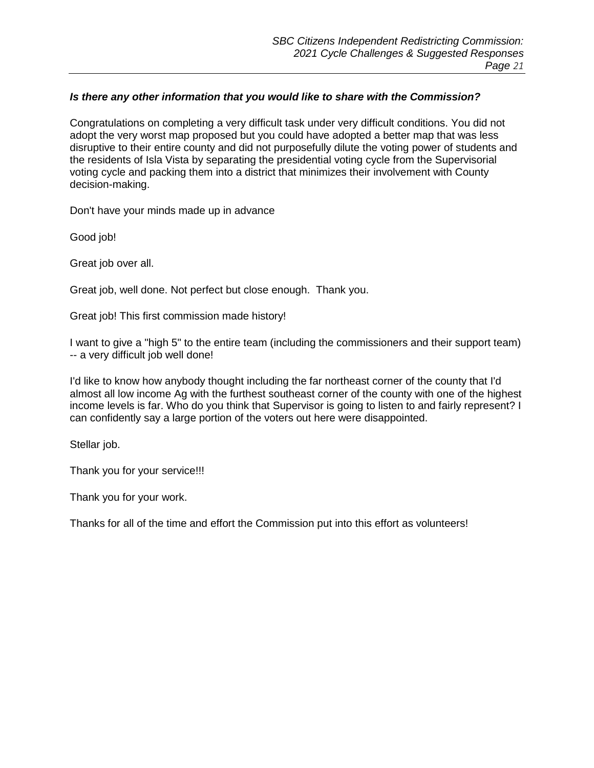***Is there any other information that you would like to share with the Commission?***

Congratulations on completing a very difficult task under very difficult conditions. You did not adopt the very worst map proposed but you could have adopted a better map that was less disruptive to their entire county and did not purposefully dilute the voting power of students and the residents of Isla Vista by separating the presidential voting cycle from the Supervisorial voting cycle and packing them into a district that minimizes their involvement with County decision-making.

Don't have your minds made up in advance

Good job!

Great job over all.

Great job, well done. Not perfect but close enough.  Thank you.

Great job! This first commission made history!

I want to give a "high 5" to the entire team (including the commissioners and their support team) -- a very difficult job well done!

I'd like to know how anybody thought including the far northeast corner of the county that I'd almost all low income Ag with the furthest southeast corner of the county with one of the highest income levels is far. Who do you think that Supervisor is going to listen to and fairly represent? I can confidently say a large portion of the voters out here were disappointed.

Stellar job.

Thank you for your service!!!

Thank you for your work.

Thanks for all of the time and effort the Commission put into this effort as volunteers!